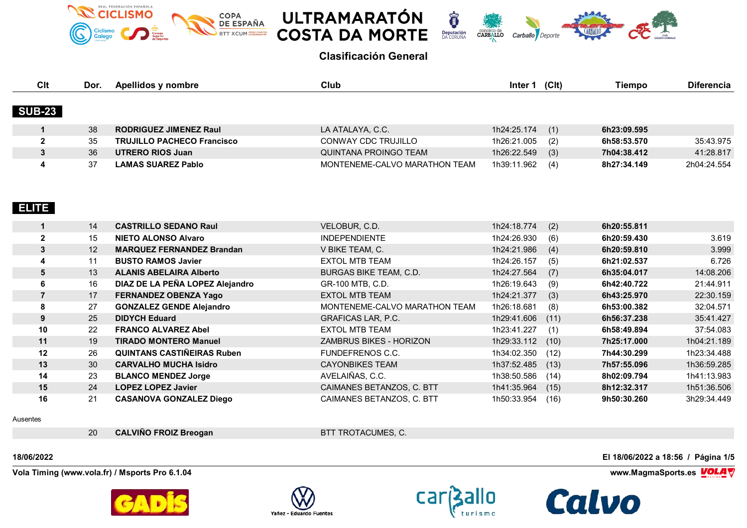# ULTRAMARATÓN COSTA DA MORTE

## Clasificación General

### SUB-23

| Clt | Dor. | Apellidos y nombre | Club | Inter 1 | (Clt) | Tiempo | Diferencia |
|---|---|---|---|---|---|---|---|
| 1 | 38 | **RODRIGUEZ JIMENEZ Raul** | LA ATALAYA, C.C. | 1h24:25.174 | (1) | **6h23:09.595** | |
| 2 | 35 | **TRUJILLO PACHECO Francisco** | CONWAY CDC TRUJILLO | 1h26:21.005 | (2) | **6h58:53.570** | 35:43.975 |
| 3 | 36 | **UTRERO RIOS Juan** | QUINTANA PROINGO TEAM | 1h26:22.549 | (3) | **7h04:38.412** | 41:28.817 |
| 4 | 37 | **LAMAS SUAREZ Pablo** | MONTENEME-CALVO MARATHON TEAM | 1h39:11.962 | (4) | **8h27:34.149** | 2h04:24.554 |

### ELITE

| Clt | Dor. | Apellidos y nombre | Club | Inter 1 | (Clt) | Tiempo | Diferencia |
|---|---|---|---|---|---|---|---|
| 1 | 14 | **CASTRILLO SEDANO Raul** | VELOBUR, C.D. | 1h24:18.774 | (2) | **6h20:55.811** | |
| 2 | 15 | **NIETO ALONSO Alvaro** | INDEPENDIENTE | 1h24:26.930 | (6) | **6h20:59.430** | 3.619 |
| 3 | 12 | **MARQUEZ FERNANDEZ Brandan** | V BIKE TEAM, C. | 1h24:21.986 | (4) | **6h20:59.810** | 3.999 |
| 4 | 11 | **BUSTO RAMOS Javier** | EXTOL MTB TEAM | 1h24:26.157 | (5) | **6h21:02.537** | 6.726 |
| 5 | 13 | **ALANIS ABELAIRA Alberto** | BURGAS BIKE TEAM, C.D. | 1h24:27.564 | (7) | **6h35:04.017** | 14:08.206 |
| 6 | 16 | **DIAZ DE LA PEÑA LOPEZ Alejandro** | GR-100 MTB, C.D. | 1h26:19.643 | (9) | **6h42:40.722** | 21:44.911 |
| 7 | 17 | **FERNANDEZ OBENZA Yago** | EXTOL MTB TEAM | 1h24:21.377 | (3) | **6h43:25.970** | 22:30.159 |
| 8 | 27 | **GONZALEZ GENDE Alejandro** | MONTENEME-CALVO MARATHON TEAM | 1h26:18.681 | (8) | **6h53:00.382** | 32:04.571 |
| 9 | 25 | **DIDYCH Eduard** | GRAFICAS LAR, P.C. | 1h29:41.606 | (11) | **6h56:37.238** | 35:41.427 |
| 10 | 22 | **FRANCO ALVAREZ Abel** | EXTOL MTB TEAM | 1h23:41.227 | (1) | **6h58:49.894** | 37:54.083 |
| 11 | 19 | **TIRADO MONTERO Manuel** | ZAMBRUS BIKES - HORIZON | 1h29:33.112 | (10) | **7h25:17.000** | 1h04:21.189 |
| 12 | 26 | **QUINTANS CASTIÑEIRAS Ruben** | FUNDEFRENOS C.C. | 1h34:02.350 | (12) | **7h44:30.299** | 1h23:34.488 |
| 13 | 30 | **CARVALHO MUCHA Isidro** | CAYONBIKES TEAM | 1h37:52.485 | (13) | **7h57:55.096** | 1h36:59.285 |
| 14 | 23 | **BLANCO MENDEZ Jorge** | AVELAIÑAS, C.C. | 1h38:50.586 | (14) | **8h02:09.794** | 1h41:13.983 |
| 15 | 24 | **LOPEZ LOPEZ Javier** | CAIMANES BETANZOS, C. BTT | 1h41:35.964 | (15) | **8h12:32.317** | 1h51:36.506 |
| 16 | 21 | **CASANOVA GONZALEZ Diego** | CAIMANES BETANZOS, C. BTT | 1h50:33.954 | (16) | **9h50:30.260** | 3h29:34.449 |

Ausentes

| Clt | Dor. | Apellidos y nombre | Club | Inter 1 | (Clt) | Tiempo | Diferencia |
|---|---|---|---|---|---|---|---|
| | 20 | **CALVIÑO FROIZ Breogan** | BTT TROTACUMES, C. | | | | |

**18/06/2022** — **El 18/06/2022 a 18:56**

**Vola Timing (www.vola.fr) / Msports Pro 6.1.04** — **www.MagmaSports.es**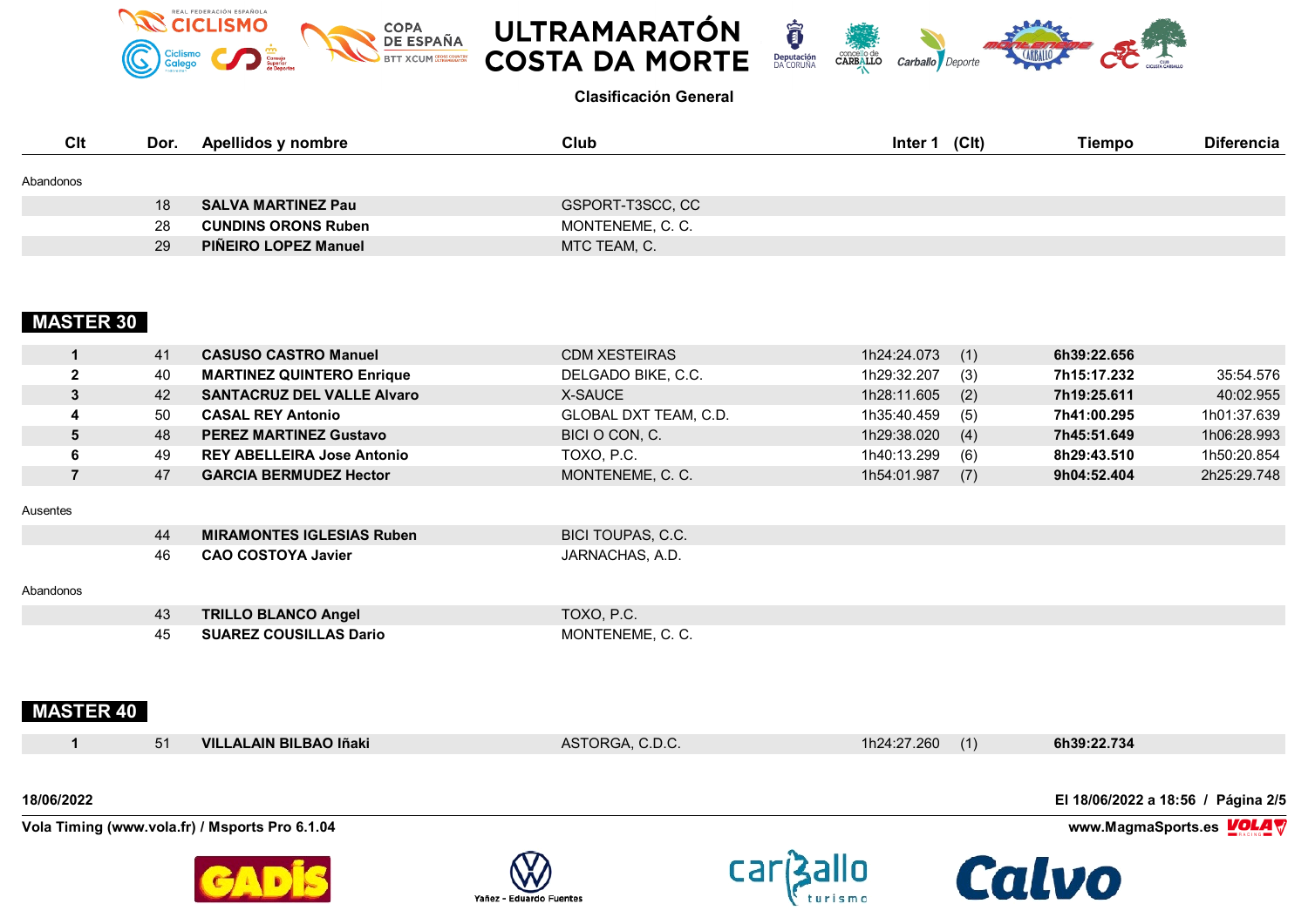# ULTRAMARATÓN COSTA DA MORTE

**Clasificación General**

| Clt | Dor. | Apellidos y nombre | Club | Inter 1 | (Clt) | Tiempo | Diferencia |
|---|---|---|---|---|---|---|---|
| Abandonos | | | | | | | |
| | 18 | **SALVA MARTINEZ Pau** | GSPORT-T3SCC, CC | | | | |
| | 28 | **CUNDINS ORONS Ruben** | MONTENEME, C. C. | | | | |
| | 29 | **PIÑEIRO LOPEZ Manuel** | MTC TEAM, C. | | | | |

## MASTER 30

| Clt | Dor. | Apellidos y nombre | Club | Inter 1 | (Clt) | Tiempo | Diferencia |
|---|---|---|---|---|---|---|---|
| **1** | 41 | **CASUSO CASTRO Manuel** | CDM XESTEIRAS | 1h24:24.073 | (1) | **6h39:22.656** | |
| **2** | 40 | **MARTINEZ QUINTERO Enrique** | DELGADO BIKE, C.C. | 1h29:32.207 | (3) | **7h15:17.232** | 35:54.576 |
| **3** | 42 | **SANTACRUZ DEL VALLE Alvaro** | X-SAUCE | 1h28:11.605 | (2) | **7h19:25.611** | 40:02.955 |
| **4** | 50 | **CASAL REY Antonio** | GLOBAL DXT TEAM, C.D. | 1h35:40.459 | (5) | **7h41:00.295** | 1h01:37.639 |
| **5** | 48 | **PEREZ MARTINEZ Gustavo** | BICI O CON, C. | 1h29:38.020 | (4) | **7h45:51.649** | 1h06:28.993 |
| **6** | 49 | **REY ABELLEIRA Jose Antonio** | TOXO, P.C. | 1h40:13.299 | (6) | **8h29:43.510** | 1h50:20.854 |
| **7** | 47 | **GARCIA BERMUDEZ Hector** | MONTENEME, C. C. | 1h54:01.987 | (7) | **9h04:52.404** | 2h25:29.748 |
| Ausentes | | | | | | | |
| | 44 | **MIRAMONTES IGLESIAS Ruben** | BICI TOUPAS, C.C. | | | | |
| | 46 | **CAO COSTOYA Javier** | JARNACHAS, A.D. | | | | |
| Abandonos | | | | | | | |
| | 43 | **TRILLO BLANCO Angel** | TOXO, P.C. | | | | |
| | 45 | **SUAREZ COUSILLAS Dario** | MONTENEME, C. C. | | | | |

## MASTER 40

| Clt | Dor. | Apellidos y nombre | Club | Inter 1 | (Clt) | Tiempo | Diferencia |
|---|---|---|---|---|---|---|---|
| **1** | 51 | **VILLALAIN BILBAO Iñaki** | ASTORGA, C.D.C. | 1h24:27.260 | (1) | **6h39:22.734** | |

**18/06/2022** **El 18/06/2022 a 18:56**

**Vola Timing (www.vola.fr) / Msports Pro 6.1.04** **www.MagmaSports.es**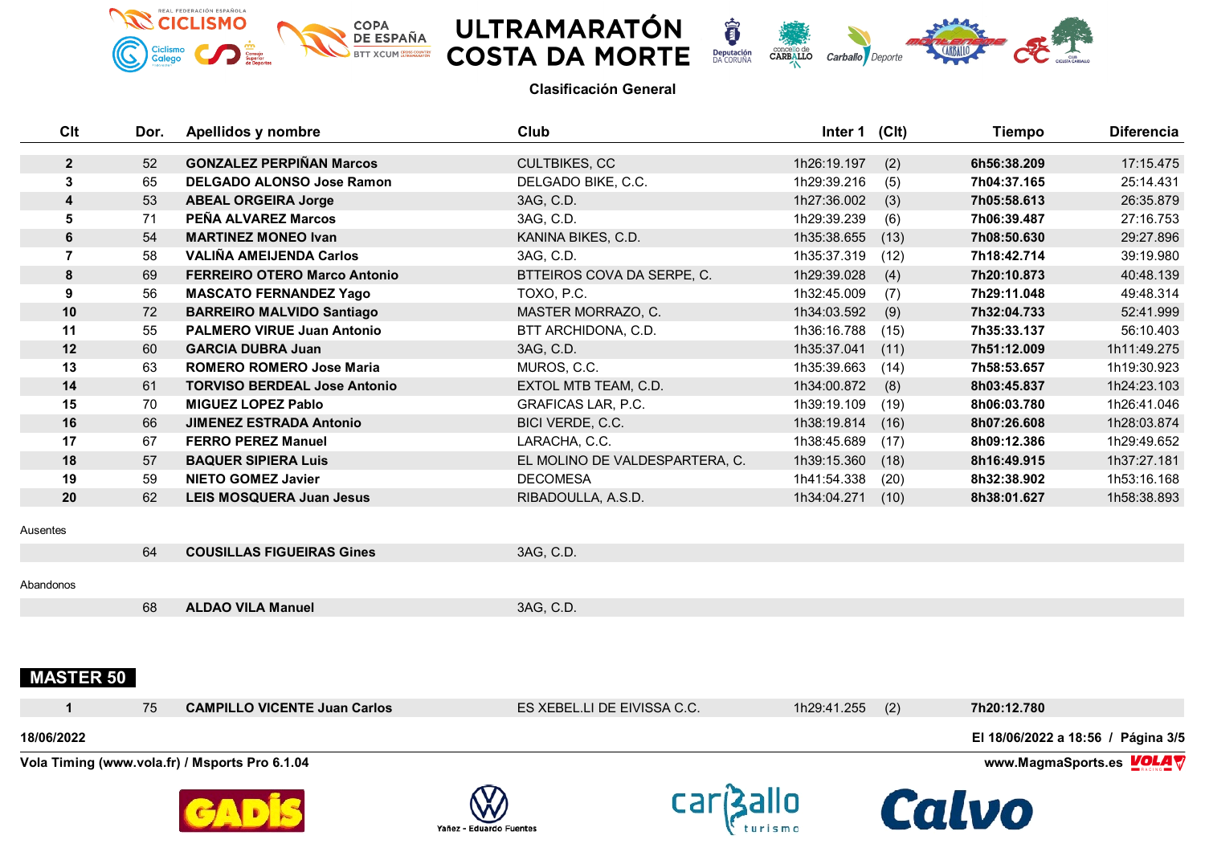# ULTRAMARATÓN COSTA DA MORTE

**Clasificación General**

| Clt | Dor. | Apellidos y nombre | Club | Inter 1 | (Clt) | Tiempo | Diferencia |
|---|---|---|---|---|---|---|---|
| **2** | 52 | **GONZALEZ PERPIÑAN Marcos** | CULTBIKES, CC | 1h26:19.197 | (2) | **6h56:38.209** | 17:15.475 |
| **3** | 65 | **DELGADO ALONSO Jose Ramon** | DELGADO BIKE, C.C. | 1h29:39.216 | (5) | **7h04:37.165** | 25:14.431 |
| **4** | 53 | **ABEAL ORGEIRA Jorge** | 3AG, C.D. | 1h27:36.002 | (3) | **7h05:58.613** | 26:35.879 |
| **5** | 71 | **PEÑA ALVAREZ Marcos** | 3AG, C.D. | 1h29:39.239 | (6) | **7h06:39.487** | 27:16.753 |
| **6** | 54 | **MARTINEZ MONEO Ivan** | KANINA BIKES, C.D. | 1h35:38.655 | (13) | **7h08:50.630** | 29:27.896 |
| **7** | 58 | **VALIÑA AMEIJENDA Carlos** | 3AG, C.D. | 1h35:37.319 | (12) | **7h18:42.714** | 39:19.980 |
| **8** | 69 | **FERREIRO OTERO Marco Antonio** | BTTEIROS COVA DA SERPE, C. | 1h29:39.028 | (4) | **7h20:10.873** | 40:48.139 |
| **9** | 56 | **MASCATO FERNANDEZ Yago** | TOXO, P.C. | 1h32:45.009 | (7) | **7h29:11.048** | 49:48.314 |
| **10** | 72 | **BARREIRO MALVIDO Santiago** | MASTER MORRAZO, C. | 1h34:03.592 | (9) | **7h32:04.733** | 52:41.999 |
| **11** | 55 | **PALMERO VIRUE Juan Antonio** | BTT ARCHIDONA, C.D. | 1h36:16.788 | (15) | **7h35:33.137** | 56:10.403 |
| **12** | 60 | **GARCIA DUBRA Juan** | 3AG, C.D. | 1h35:37.041 | (11) | **7h51:12.009** | 1h11:49.275 |
| **13** | 63 | **ROMERO ROMERO Jose Maria** | MUROS, C.C. | 1h35:39.663 | (14) | **7h58:53.657** | 1h19:30.923 |
| **14** | 61 | **TORVISO BERDEAL Jose Antonio** | EXTOL MTB TEAM, C.D. | 1h34:00.872 | (8) | **8h03:45.837** | 1h24:23.103 |
| **15** | 70 | **MIGUEZ LOPEZ Pablo** | GRAFICAS LAR, P.C. | 1h39:19.109 | (19) | **8h06:03.780** | 1h26:41.046 |
| **16** | 66 | **JIMENEZ ESTRADA Antonio** | BICI VERDE, C.C. | 1h38:19.814 | (16) | **8h07:26.608** | 1h28:03.874 |
| **17** | 67 | **FERRO PEREZ Manuel** | LARACHA, C.C. | 1h38:45.689 | (17) | **8h09:12.386** | 1h29:49.652 |
| **18** | 57 | **BAQUER SIPIERA Luis** | EL MOLINO DE VALDESPARTERA, C. | 1h39:15.360 | (18) | **8h16:49.915** | 1h37:27.181 |
| **19** | 59 | **NIETO GOMEZ Javier** | DECOMESA | 1h41:54.338 | (20) | **8h32:38.902** | 1h53:16.168 |
| **20** | 62 | **LEIS MOSQUERA Juan Jesus** | RIBADOULLA, A.S.D. | 1h34:04.271 | (10) | **8h38:01.627** | 1h58:38.893 |

Ausentes

| Clt | Dor. | Apellidos y nombre | Club |
|---|---|---|---|
| | 64 | **COUSILLAS FIGUEIRAS Gines** | 3AG, C.D. |

Abandonos

| Clt | Dor. | Apellidos y nombre | Club |
|---|---|---|---|
| | 68 | **ALDAO VILA Manuel** | 3AG, C.D. |

## MASTER 50

| Clt | Dor. | Apellidos y nombre | Club | Inter 1 | (Clt) | Tiempo | Diferencia |
|---|---|---|---|---|---|---|---|
| **1** | 75 | **CAMPILLO VICENTE Juan Carlos** | ES XEBEL.LI DE EIVISSA C.C. | 1h29:41.255 | (2) | **7h20:12.780** | |

18/06/2022 — El 18/06/2022 a 18:56 / Página 3/5

Vola Timing (www.vola.fr) / Msports Pro 6.1.04 — www.MagmaSports.es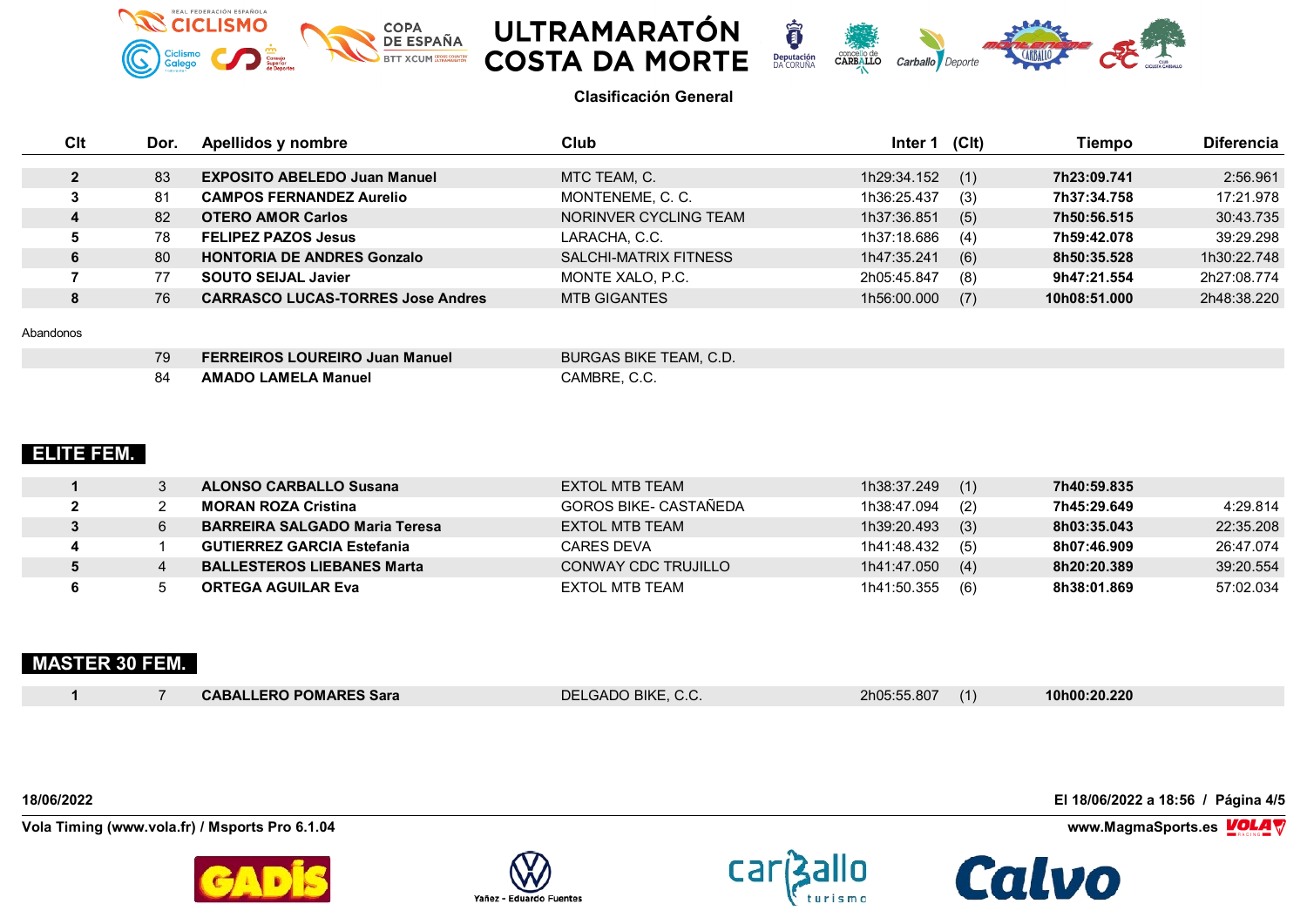# ULTRAMARATÓN COSTA DA MORTE

**Clasificación General**

| Clt | Dor. | Apellidos y nombre | Club | Inter 1 | (Clt) | Tiempo | Diferencia |
|---|---|---|---|---|---|---|---|
| **2** | 83 | **EXPOSITO ABELEDO Juan Manuel** | MTC TEAM, C. | 1h29:34.152 | (1) | **7h23:09.741** | 2:56.961 |
| **3** | 81 | **CAMPOS FERNANDEZ Aurelio** | MONTENEME, C. C. | 1h36:25.437 | (3) | **7h37:34.758** | 17:21.978 |
| **4** | 82 | **OTERO AMOR Carlos** | NORINVER CYCLING TEAM | 1h37:36.851 | (5) | **7h50:56.515** | 30:43.735 |
| **5** | 78 | **FELIPEZ PAZOS Jesus** | LARACHA, C.C. | 1h37:18.686 | (4) | **7h59:42.078** | 39:29.298 |
| **6** | 80 | **HONTORIA DE ANDRES Gonzalo** | SALCHI-MATRIX FITNESS | 1h47:35.241 | (6) | **8h50:35.528** | 1h30:22.748 |
| **7** | 77 | **SOUTO SEIJAL Javier** | MONTE XALO, P.C. | 2h05:45.847 | (8) | **9h47:21.554** | 2h27:08.774 |
| **8** | 76 | **CARRASCO LUCAS-TORRES Jose Andres** | MTB GIGANTES | 1h56:00.000 | (7) | **10h08:51.000** | 2h48:38.220 |

Abandonos

| Clt | Dor. | Apellidos y nombre | Club |
|---|---|---|---|
| | 79 | **FERREIROS LOUREIRO Juan Manuel** | BURGAS BIKE TEAM, C.D. |
| | 84 | **AMADO LAMELA Manuel** | CAMBRE, C.C. |

## ELITE FEM.

| Clt | Dor. | Apellidos y nombre | Club | Inter 1 | (Clt) | Tiempo | Diferencia |
|---|---|---|---|---|---|---|---|
| **1** | 3 | **ALONSO CARBALLO Susana** | EXTOL MTB TEAM | 1h38:37.249 | (1) | **7h40:59.835** | |
| **2** | 2 | **MORAN ROZA Cristina** | GOROS BIKE- CASTAÑEDA | 1h38:47.094 | (2) | **7h45:29.649** | 4:29.814 |
| **3** | 6 | **BARREIRA SALGADO Maria Teresa** | EXTOL MTB TEAM | 1h39:20.493 | (3) | **8h03:35.043** | 22:35.208 |
| **4** | 1 | **GUTIERREZ GARCIA Estefania** | CARES DEVA | 1h41:48.432 | (5) | **8h07:46.909** | 26:47.074 |
| **5** | 4 | **BALLESTEROS LIEBANES Marta** | CONWAY CDC TRUJILLO | 1h41:47.050 | (4) | **8h20:20.389** | 39:20.554 |
| **6** | 5 | **ORTEGA AGUILAR Eva** | EXTOL MTB TEAM | 1h41:50.355 | (6) | **8h38:01.869** | 57:02.034 |

## MASTER 30 FEM.

| Clt | Dor. | Apellidos y nombre | Club | Inter 1 | (Clt) | Tiempo | Diferencia |
|---|---|---|---|---|---|---|---|
| **1** | 7 | **CABALLERO POMARES Sara** | DELGADO BIKE, C.C. | 2h05:55.807 | (1) | **10h00:20.220** | |

**18/06/2022**

**El 18/06/2022 a 18:56**

**Vola Timing (www.vola.fr) / Msports Pro 6.1.04**

**www.MagmaSports.es**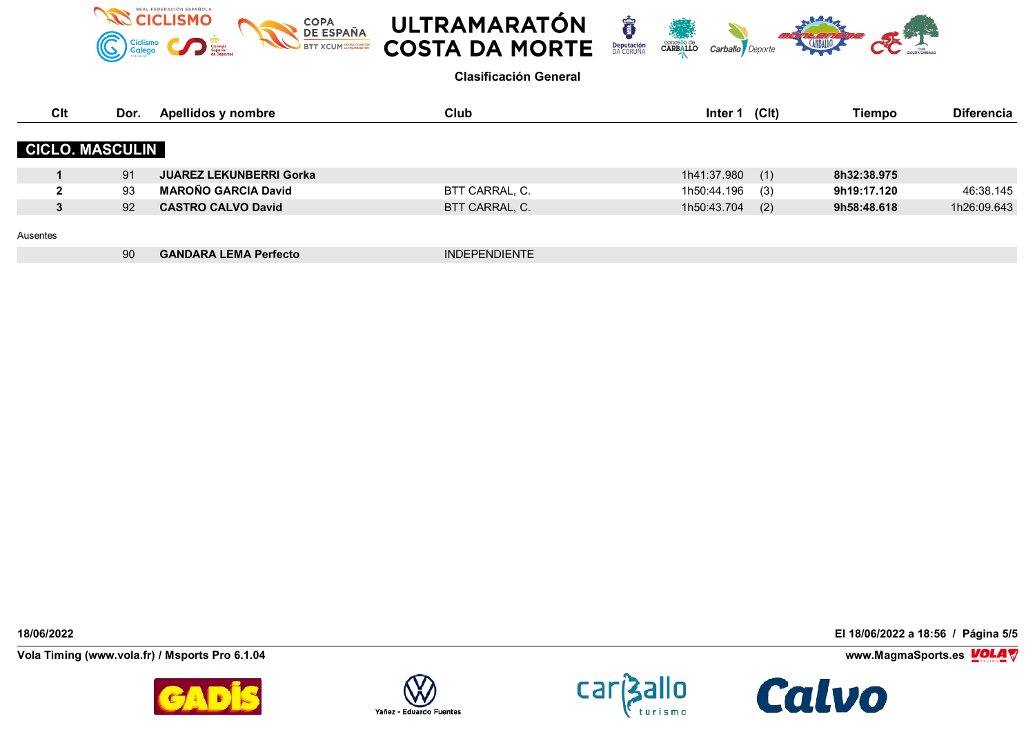# ULTRAMARATÓN COSTA DA MORTE

**Clasificación General**

## CICLO. MASCULIN

| Clt | Dor. | Apellidos y nombre | Club | Inter 1 | (Clt) | Tiempo | Diferencia |
|---|---|---|---|---|---|---|---|
| **1** | 91 | **JUAREZ LEKUNBERRI Gorka** | | 1h41:37.980 | (1) | **8h32:38.975** | |
| **2** | 93 | **MAROÑO GARCIA David** | BTT CARRAL, C. | 1h50:44.196 | (3) | **9h19:17.120** | 46:38.145 |
| **3** | 92 | **CASTRO CALVO David** | BTT CARRAL, C. | 1h50:43.704 | (2) | **9h58:48.618** | 1h26:09.643 |

Ausentes

| | | | | | | | |
|---|---|---|---|---|---|---|---|
| | 90 | **GANDARA LEMA Perfecto** | INDEPENDIENTE | | | | |

**18/06/2022** **El 18/06/2022 a 18:56**

**Vola Timing (www.vola.fr) / Msports Pro 6.1.04** **www.MagmaSports.es**